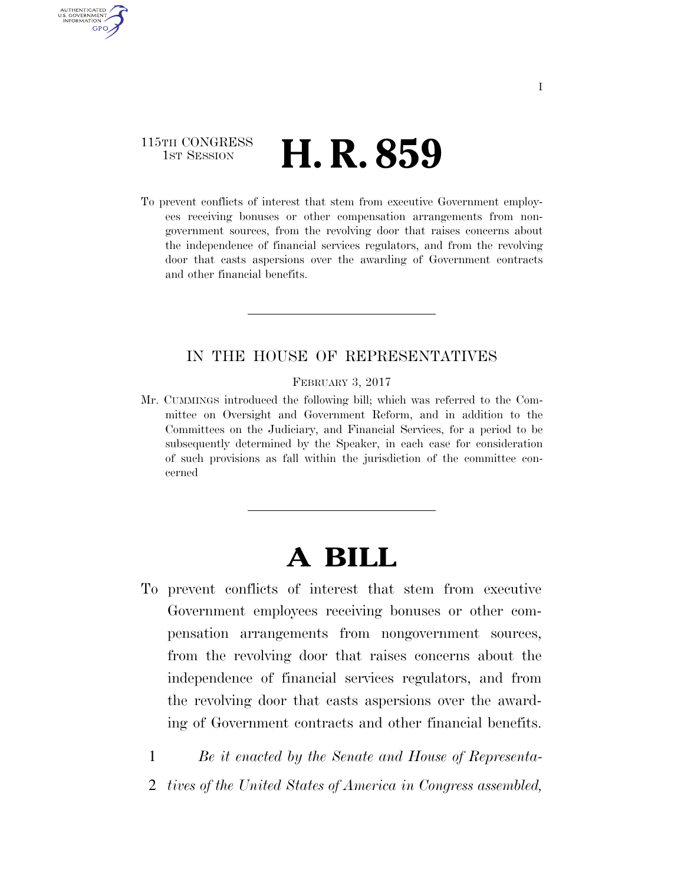115TH CONGRESS
1ST SESSION

# H. R. 859

To prevent conflicts of interest that stem from executive Government employees receiving bonuses or other compensation arrangements from nongovernment sources, from the revolving door that raises concerns about the independence of financial services regulators, and from the revolving door that casts aspersions over the awarding of Government contracts and other financial benefits.

IN THE HOUSE OF REPRESENTATIVES

FEBRUARY 3, 2017

Mr. CUMMINGS introduced the following bill; which was referred to the Committee on Oversight and Government Reform, and in addition to the Committees on the Judiciary, and Financial Services, for a period to be subsequently determined by the Speaker, in each case for consideration of such provisions as fall within the jurisdiction of the committee concerned

# A BILL

To prevent conflicts of interest that stem from executive Government employees receiving bonuses or other compensation arrangements from nongovernment sources, from the revolving door that raises concerns about the independence of financial services regulators, and from the revolving door that casts aspersions over the awarding of Government contracts and other financial benefits.

1 *Be it enacted by the Senate and House of Representa-*
2 *tives of the United States of America in Congress assembled,*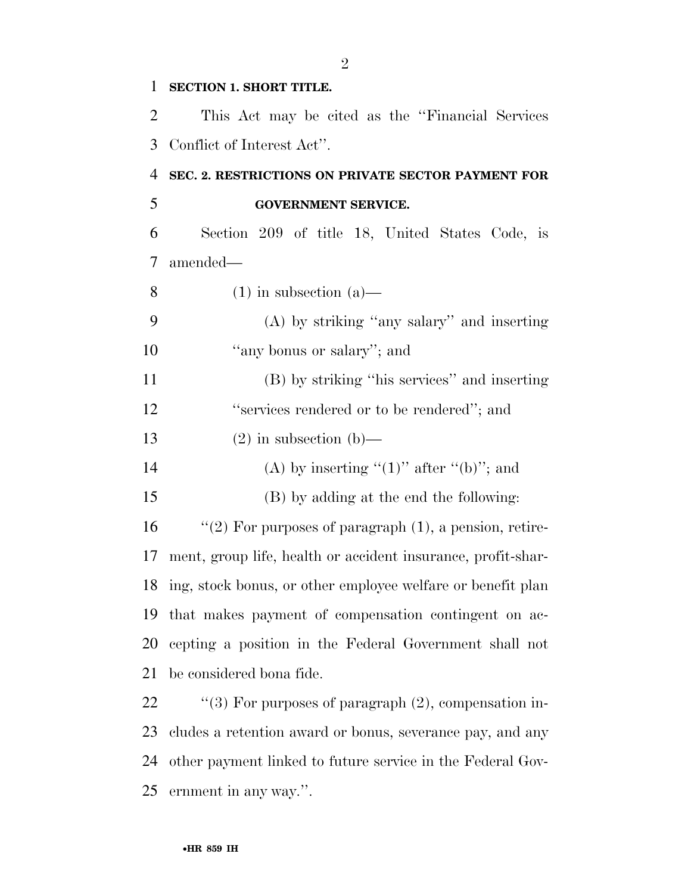**SECTION 1. SHORT TITLE.**

This Act may be cited as the ''Financial Services Conflict of Interest Act''.

**SEC. 2. RESTRICTIONS ON PRIVATE SECTOR PAYMENT FOR GOVERNMENT SERVICE.**

Section 209 of title 18, United States Code, is amended—

(1) in subsection (a)—

(A) by striking ''any salary'' and inserting ''any bonus or salary''; and

(B) by striking ''his services'' and inserting ''services rendered or to be rendered''; and

(2) in subsection (b)—

(A) by inserting ''(1)'' after ''(b)''; and

(B) by adding at the end the following:

''(2) For purposes of paragraph (1), a pension, retirement, group life, health or accident insurance, profit-sharing, stock bonus, or other employee welfare or benefit plan that makes payment of compensation contingent on accepting a position in the Federal Government shall not be considered bona fide.

''(3) For purposes of paragraph (2), compensation includes a retention award or bonus, severance pay, and any other payment linked to future service in the Federal Government in any way.''.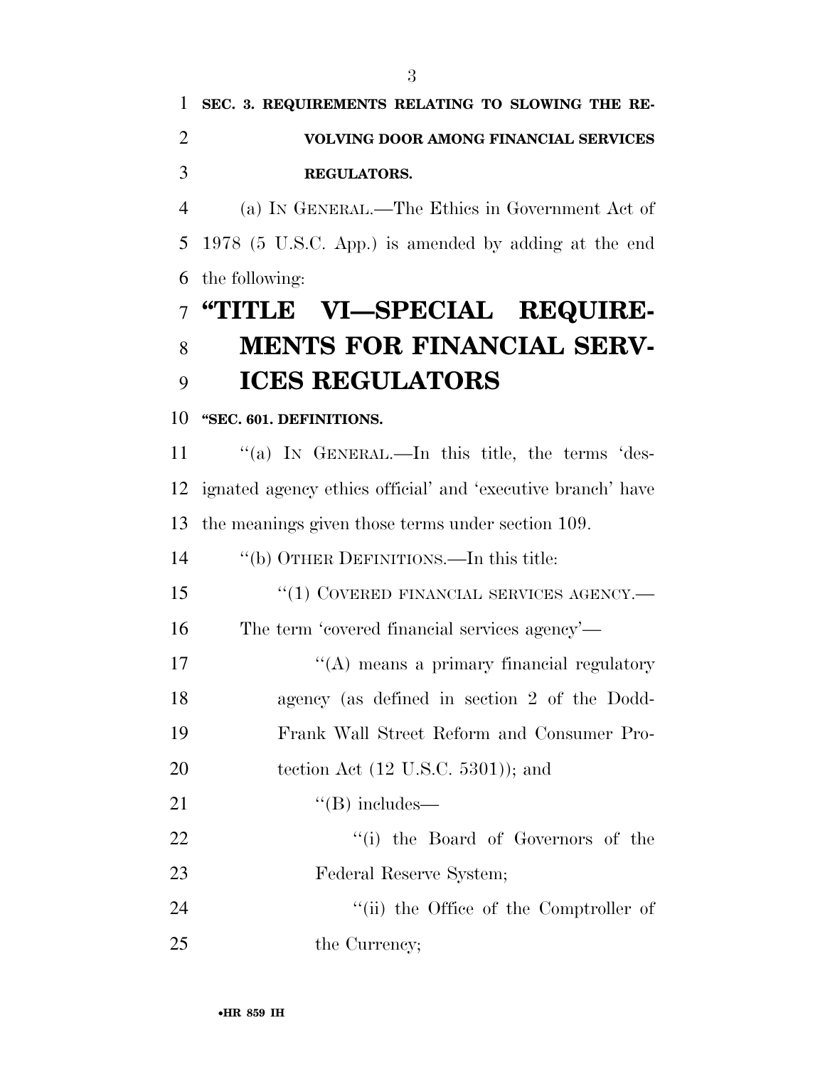**SEC. 3. REQUIREMENTS RELATING TO SLOWING THE REVOLVING DOOR AMONG FINANCIAL SERVICES REGULATORS.**

(a) IN GENERAL.—The Ethics in Government Act of 1978 (5 U.S.C. App.) is amended by adding at the end the following:

# "TITLE VI—SPECIAL REQUIREMENTS FOR FINANCIAL SERVICES REGULATORS

**"SEC. 601. DEFINITIONS.**

"(a) IN GENERAL.—In this title, the terms 'designated agency ethics official' and 'executive branch' have the meanings given those terms under section 109.

"(b) OTHER DEFINITIONS.—In this title:

"(1) COVERED FINANCIAL SERVICES AGENCY.—The term 'covered financial services agency'—

"(A) means a primary financial regulatory agency (as defined in section 2 of the Dodd-Frank Wall Street Reform and Consumer Protection Act (12 U.S.C. 5301)); and

"(B) includes—

"(i) the Board of Governors of the Federal Reserve System;

"(ii) the Office of the Comptroller of the Currency;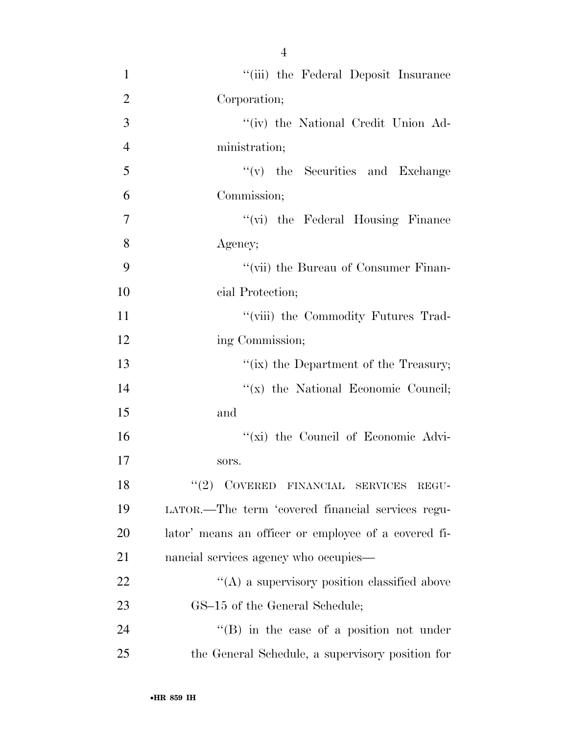"(iii) the Federal Deposit Insurance Corporation;

"(iv) the National Credit Union Administration;

"(v) the Securities and Exchange Commission;

"(vi) the Federal Housing Finance Agency;

"(vii) the Bureau of Consumer Financial Protection;

"(viii) the Commodity Futures Trading Commission;

"(ix) the Department of the Treasury;

"(x) the National Economic Council; and

"(xi) the Council of Economic Advisors.

"(2) COVERED FINANCIAL SERVICES REGULATOR.—The term 'covered financial services regulator' means an officer or employee of a covered financial services agency who occupies—

"(A) a supervisory position classified above GS–15 of the General Schedule;

"(B) in the case of a position not under the General Schedule, a supervisory position for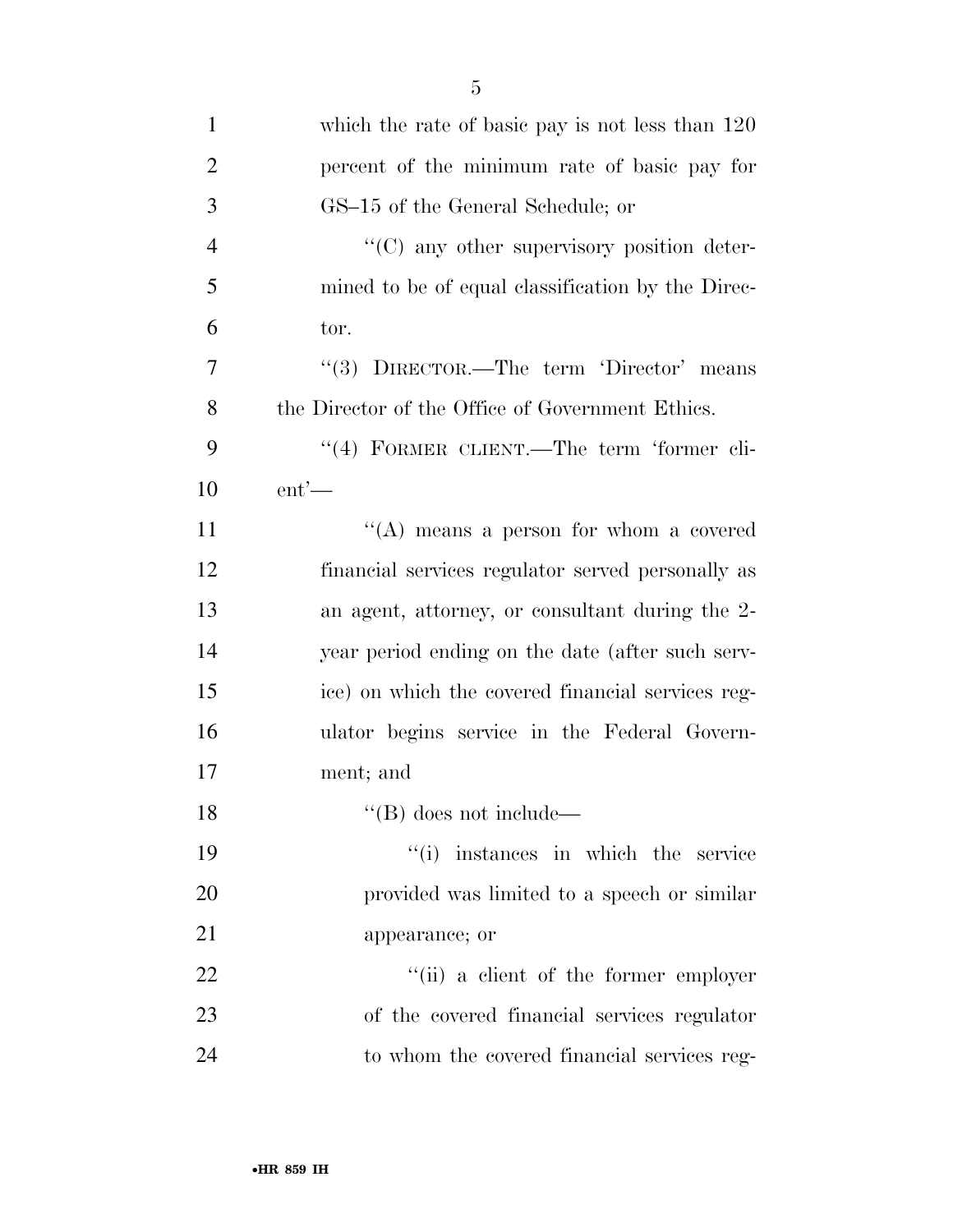which the rate of basic pay is not less than 120 percent of the minimum rate of basic pay for GS–15 of the General Schedule; or

"(C) any other supervisory position determined to be of equal classification by the Director.

"(3) DIRECTOR.—The term 'Director' means the Director of the Office of Government Ethics.

"(4) FORMER CLIENT.—The term 'former client'—

"(A) means a person for whom a covered financial services regulator served personally as an agent, attorney, or consultant during the 2-year period ending on the date (after such service) on which the covered financial services regulator begins service in the Federal Government; and

"(B) does not include—

"(i) instances in which the service provided was limited to a speech or similar appearance; or

"(ii) a client of the former employer of the covered financial services regulator to whom the covered financial services reg-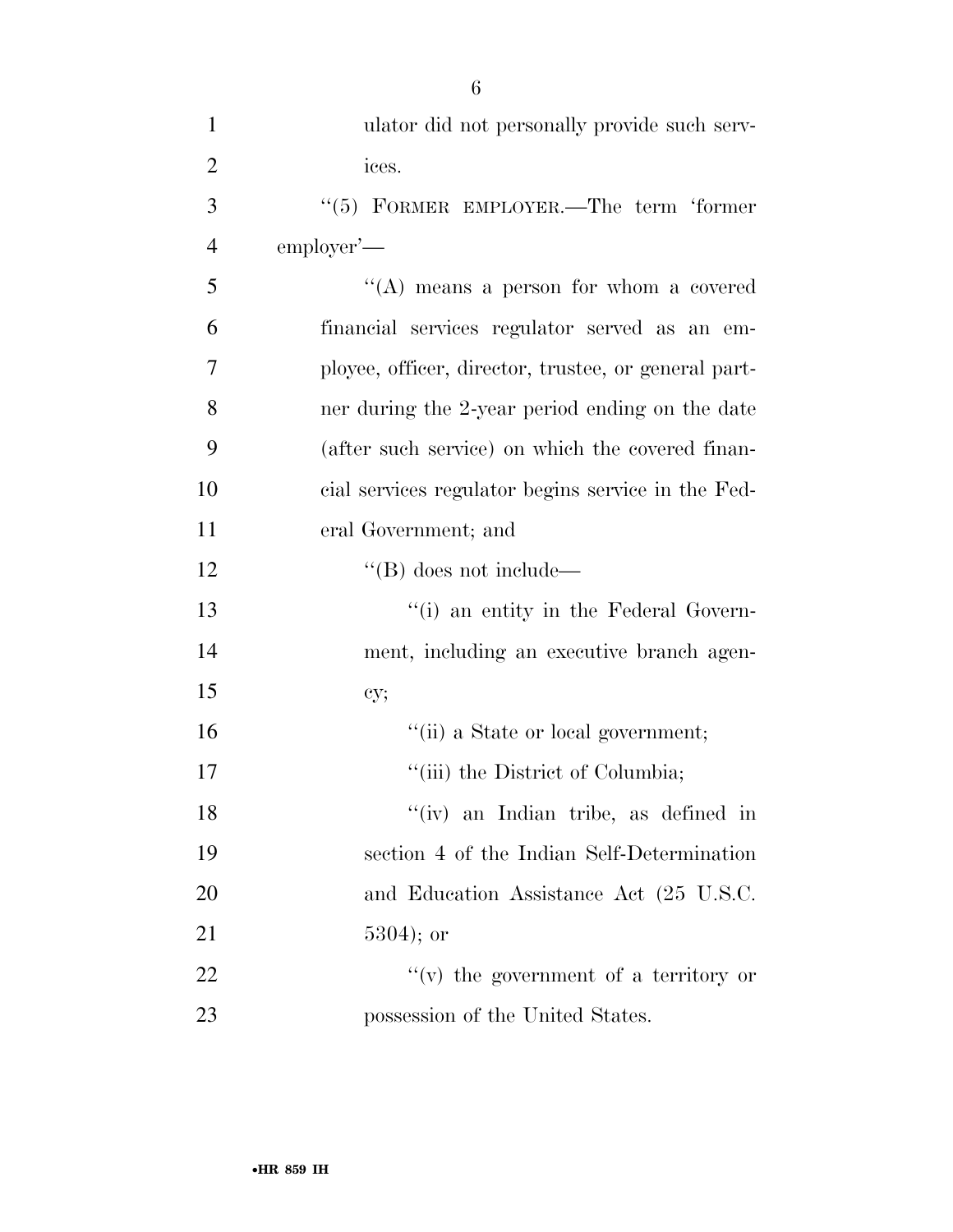ulator did not personally provide such services.

"(5) FORMER EMPLOYER.—The term 'former employer'—

"(A) means a person for whom a covered financial services regulator served as an employee, officer, director, trustee, or general partner during the 2-year period ending on the date (after such service) on which the covered financial services regulator begins service in the Federal Government; and

"(B) does not include—

"(i) an entity in the Federal Government, including an executive branch agency;

"(ii) a State or local government;

"(iii) the District of Columbia;

"(iv) an Indian tribe, as defined in section 4 of the Indian Self-Determination and Education Assistance Act (25 U.S.C. 5304); or

"(v) the government of a territory or possession of the United States.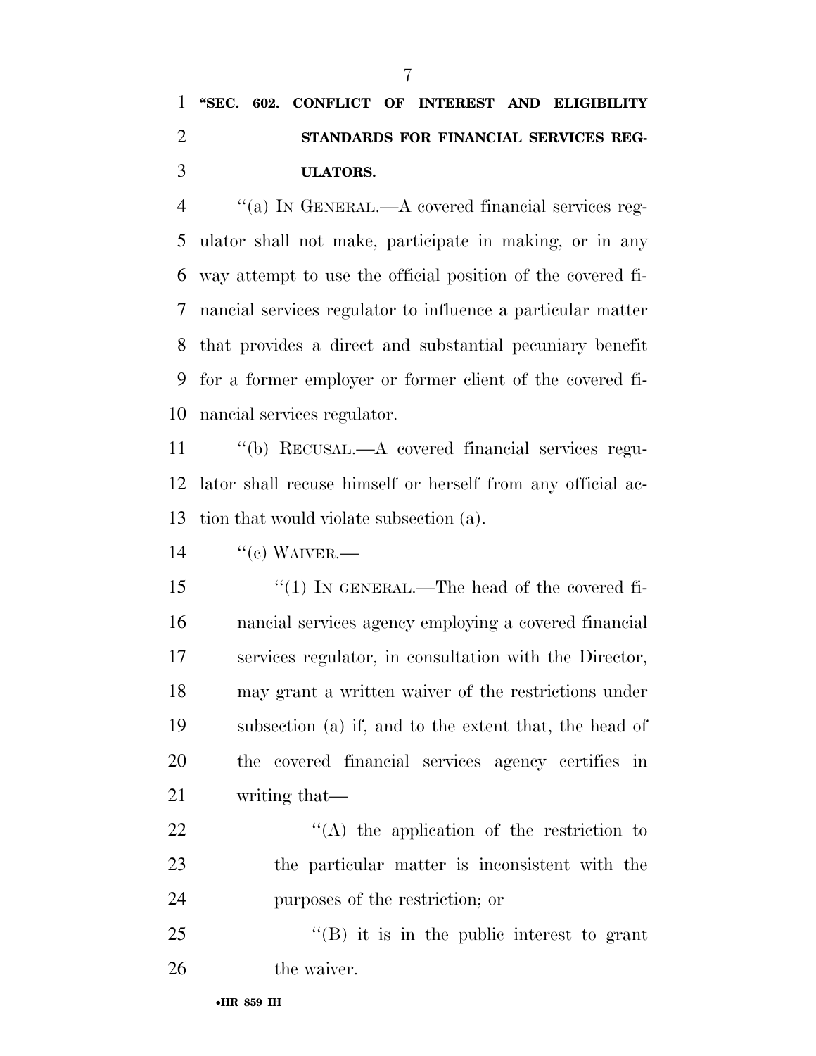**"SEC. 602. CONFLICT OF INTEREST AND ELIGIBILITY STANDARDS FOR FINANCIAL SERVICES REGULATORS.**

"(a) IN GENERAL.—A covered financial services regulator shall not make, participate in making, or in any way attempt to use the official position of the covered financial services regulator to influence a particular matter that provides a direct and substantial pecuniary benefit for a former employer or former client of the covered financial services regulator.

"(b) RECUSAL.—A covered financial services regulator shall recuse himself or herself from any official action that would violate subsection (a).

"(c) WAIVER.—

"(1) IN GENERAL.—The head of the covered financial services agency employing a covered financial services regulator, in consultation with the Director, may grant a written waiver of the restrictions under subsection (a) if, and to the extent that, the head of the covered financial services agency certifies in writing that—

"(A) the application of the restriction to the particular matter is inconsistent with the purposes of the restriction; or

"(B) it is in the public interest to grant the waiver.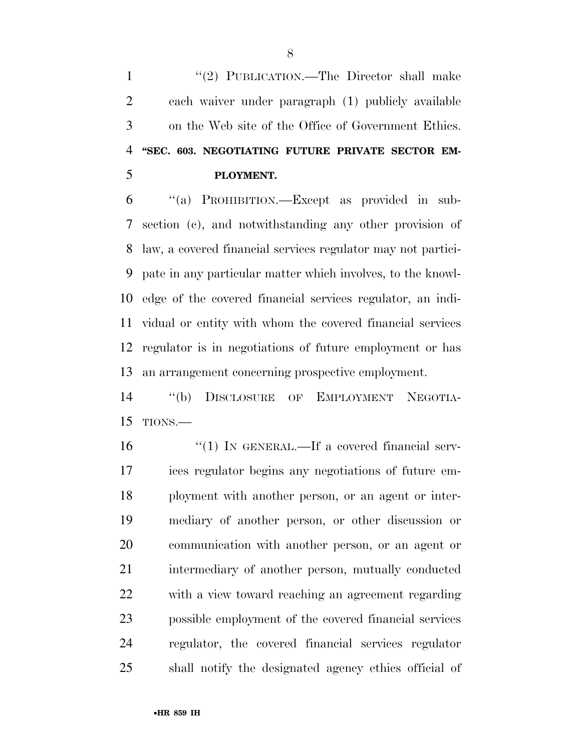"(2) PUBLICATION.—The Director shall make each waiver under paragraph (1) publicly available on the Web site of the Office of Government Ethics.

**"SEC. 603. NEGOTIATING FUTURE PRIVATE SECTOR EMPLOYMENT.**

"(a) PROHIBITION.—Except as provided in subsection (c), and notwithstanding any other provision of law, a covered financial services regulator may not participate in any particular matter which involves, to the knowledge of the covered financial services regulator, an individual or entity with whom the covered financial services regulator is in negotiations of future employment or has an arrangement concerning prospective employment.

"(b) DISCLOSURE OF EMPLOYMENT NEGOTIATIONS.—

"(1) IN GENERAL.—If a covered financial services regulator begins any negotiations of future employment with another person, or an agent or intermediary of another person, or other discussion or communication with another person, or an agent or intermediary of another person, mutually conducted with a view toward reaching an agreement regarding possible employment of the covered financial services regulator, the covered financial services regulator shall notify the designated agency ethics official of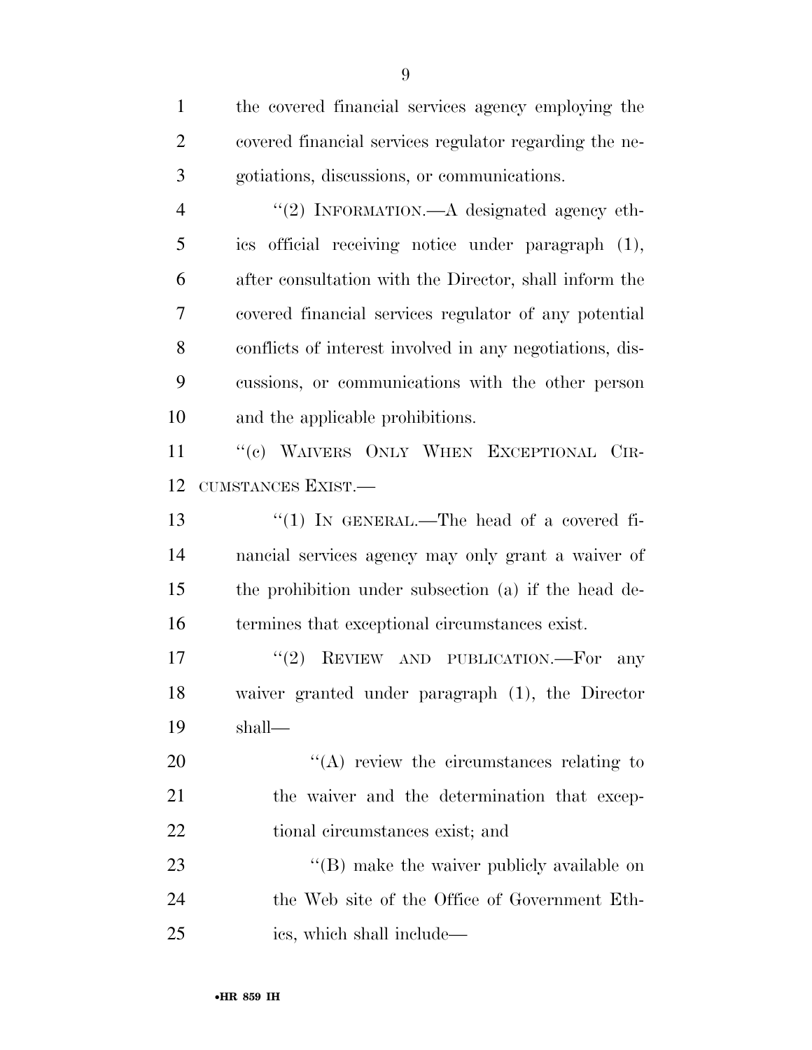the covered financial services agency employing the covered financial services regulator regarding the negotiations, discussions, or communications.

"(2) INFORMATION.—A designated agency ethics official receiving notice under paragraph (1), after consultation with the Director, shall inform the covered financial services regulator of any potential conflicts of interest involved in any negotiations, discussions, or communications with the other person and the applicable prohibitions.

"(c) WAIVERS ONLY WHEN EXCEPTIONAL CIRCUMSTANCES EXIST.—

"(1) IN GENERAL.—The head of a covered financial services agency may only grant a waiver of the prohibition under subsection (a) if the head determines that exceptional circumstances exist.

"(2) REVIEW AND PUBLICATION.—For any waiver granted under paragraph (1), the Director shall—

"(A) review the circumstances relating to the waiver and the determination that exceptional circumstances exist; and

"(B) make the waiver publicly available on the Web site of the Office of Government Ethics, which shall include—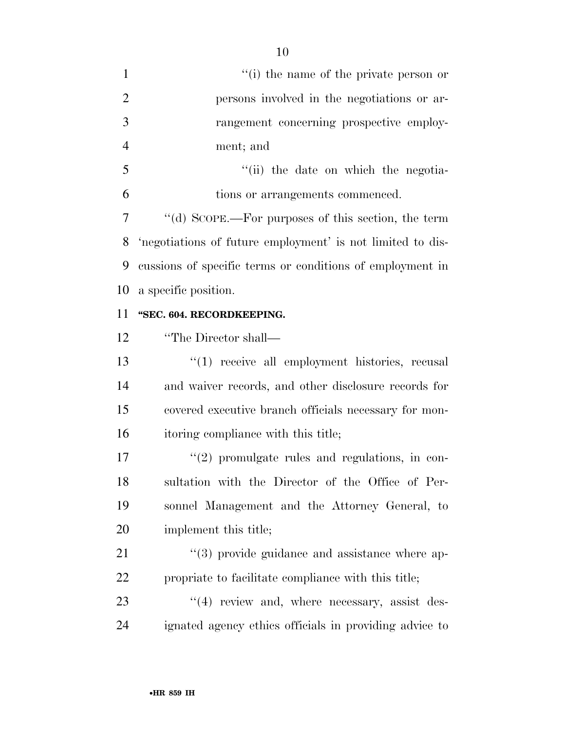''(i) the name of the private person or persons involved in the negotiations or arrangement concerning prospective employment; and

''(ii) the date on which the negotiations or arrangements commenced.

''(d) SCOPE.—For purposes of this section, the term 'negotiations of future employment' is not limited to discussions of specific terms or conditions of employment in a specific position.

**''SEC. 604. RECORDKEEPING.**

''The Director shall—

''(1) receive all employment histories, recusal and waiver records, and other disclosure records for covered executive branch officials necessary for monitoring compliance with this title;

''(2) promulgate rules and regulations, in consultation with the Director of the Office of Personnel Management and the Attorney General, to implement this title;

''(3) provide guidance and assistance where appropriate to facilitate compliance with this title;

''(4) review and, where necessary, assist designated agency ethics officials in providing advice to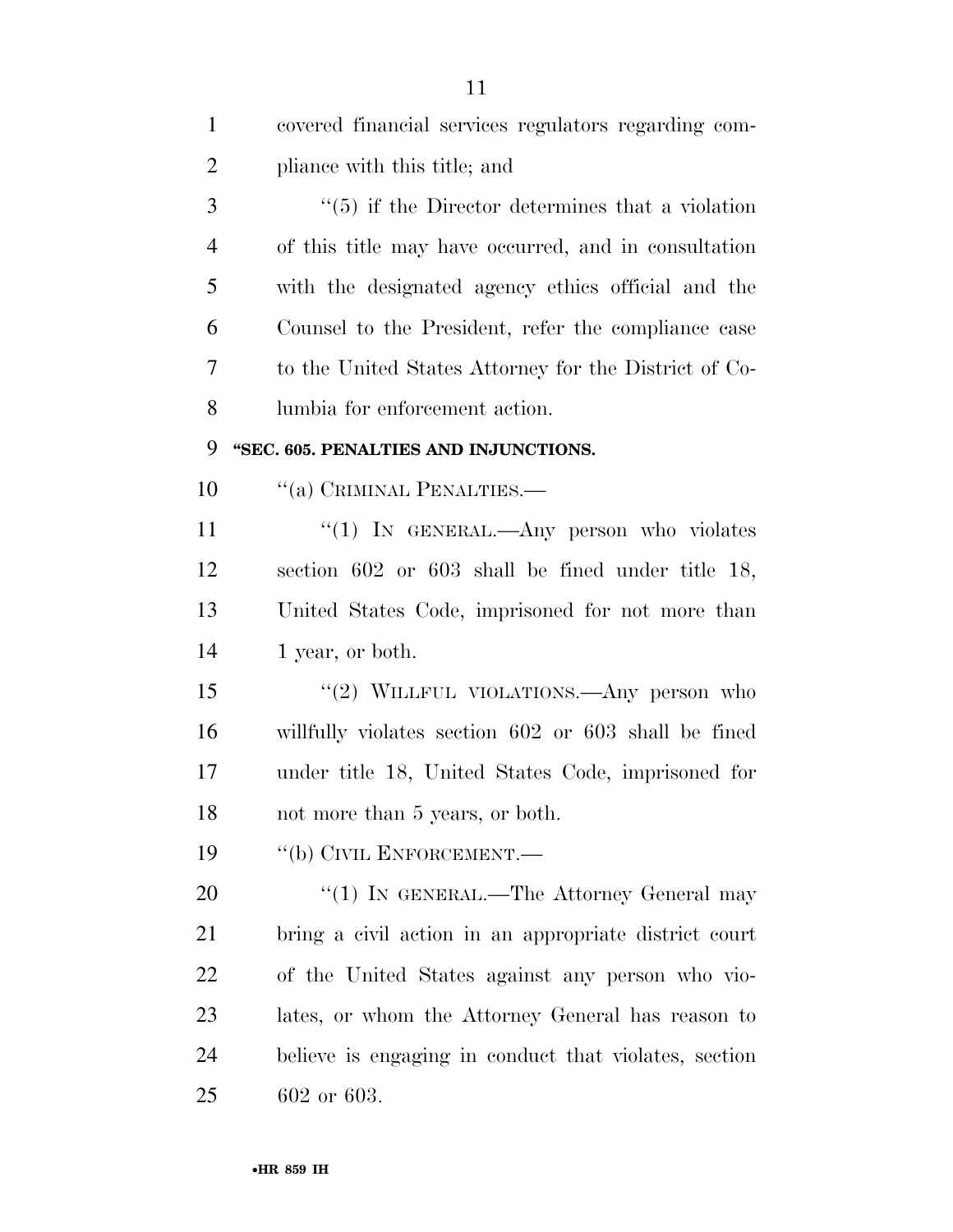covered financial services regulators regarding compliance with this title; and

"(5) if the Director determines that a violation of this title may have occurred, and in consultation with the designated agency ethics official and the Counsel to the President, refer the compliance case to the United States Attorney for the District of Columbia for enforcement action.

**"SEC. 605. PENALTIES AND INJUNCTIONS.**

"(a) CRIMINAL PENALTIES.—

"(1) IN GENERAL.—Any person who violates section 602 or 603 shall be fined under title 18, United States Code, imprisoned for not more than 1 year, or both.

"(2) WILLFUL VIOLATIONS.—Any person who willfully violates section 602 or 603 shall be fined under title 18, United States Code, imprisoned for not more than 5 years, or both.

"(b) CIVIL ENFORCEMENT.—

"(1) IN GENERAL.—The Attorney General may bring a civil action in an appropriate district court of the United States against any person who violates, or whom the Attorney General has reason to believe is engaging in conduct that violates, section 602 or 603.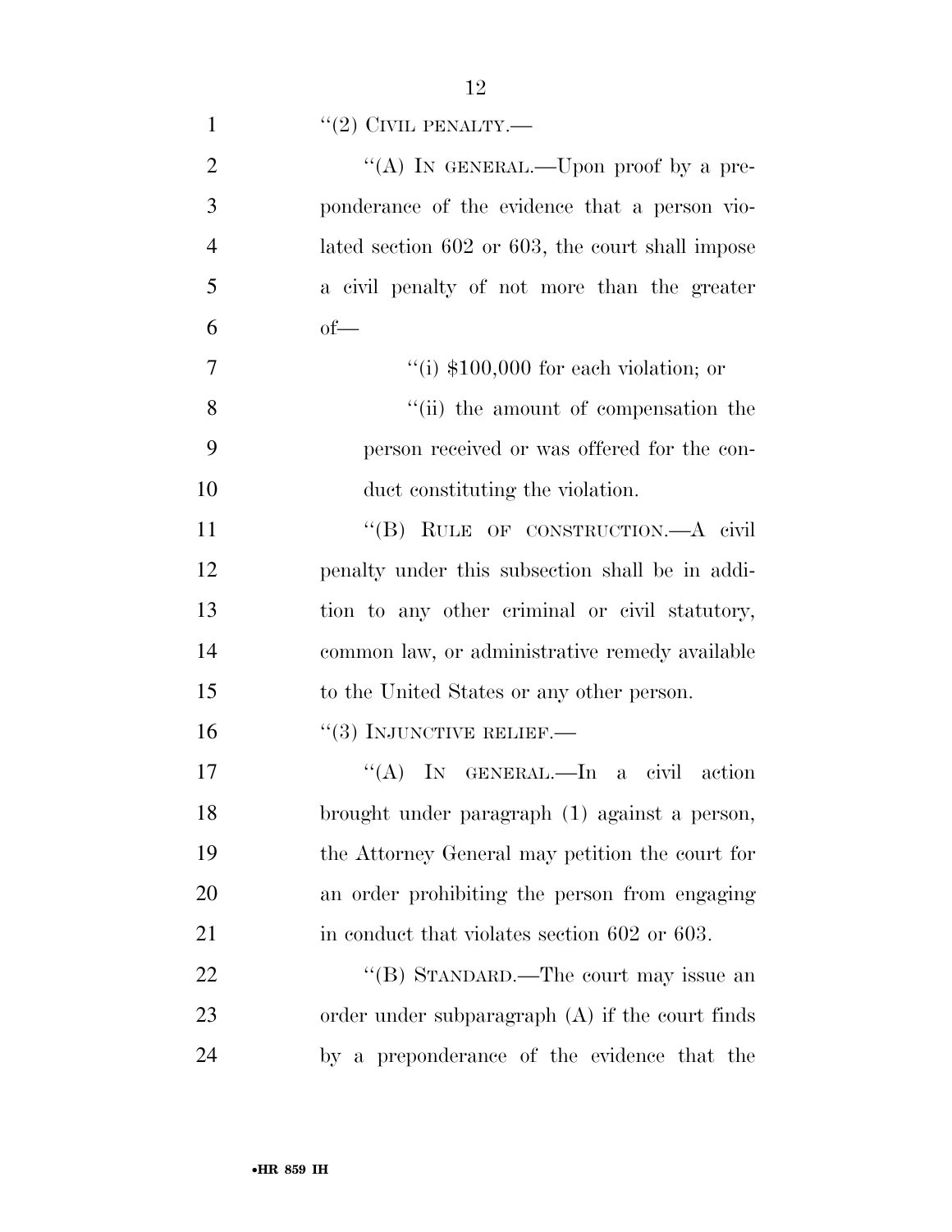"(2) CIVIL PENALTY.—

"(A) IN GENERAL.—Upon proof by a preponderance of the evidence that a person violated section 602 or 603, the court shall impose a civil penalty of not more than the greater of—

"(i) $100,000 for each violation; or

"(ii) the amount of compensation the person received or was offered for the conduct constituting the violation.

"(B) RULE OF CONSTRUCTION.—A civil penalty under this subsection shall be in addition to any other criminal or civil statutory, common law, or administrative remedy available to the United States or any other person.

"(3) INJUNCTIVE RELIEF.—

"(A) IN GENERAL.—In a civil action brought under paragraph (1) against a person, the Attorney General may petition the court for an order prohibiting the person from engaging in conduct that violates section 602 or 603.

"(B) STANDARD.—The court may issue an order under subparagraph (A) if the court finds by a preponderance of the evidence that the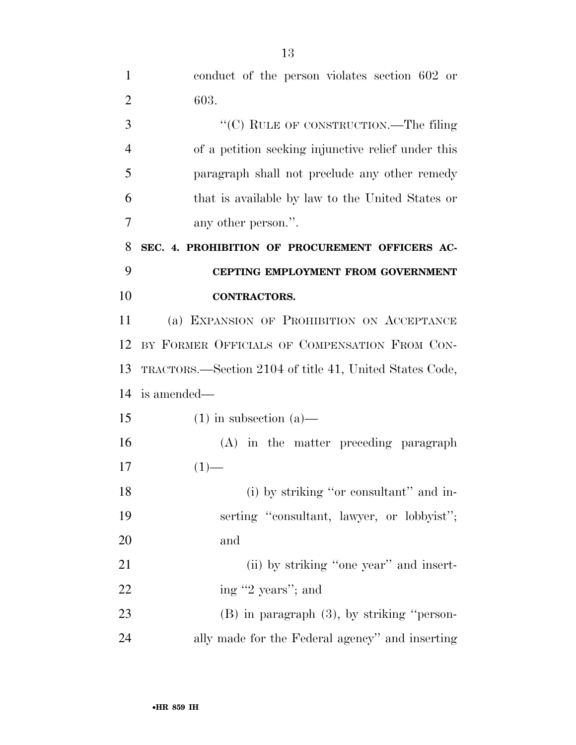conduct of the person violates section 602 or 603.

"(C) RULE OF CONSTRUCTION.—The filing of a petition seeking injunctive relief under this paragraph shall not preclude any other remedy that is available by law to the United States or any other person.".

**SEC. 4. PROHIBITION OF PROCUREMENT OFFICERS ACCEPTING EMPLOYMENT FROM GOVERNMENT CONTRACTORS.**

(a) EXPANSION OF PROHIBITION ON ACCEPTANCE BY FORMER OFFICIALS OF COMPENSATION FROM CONTRACTORS.—Section 2104 of title 41, United States Code, is amended—

(1) in subsection (a)—

(A) in the matter preceding paragraph (1)—

(i) by striking "or consultant" and inserting "consultant, lawyer, or lobbyist"; and

(ii) by striking "one year" and inserting "2 years"; and

(B) in paragraph (3), by striking "personally made for the Federal agency" and inserting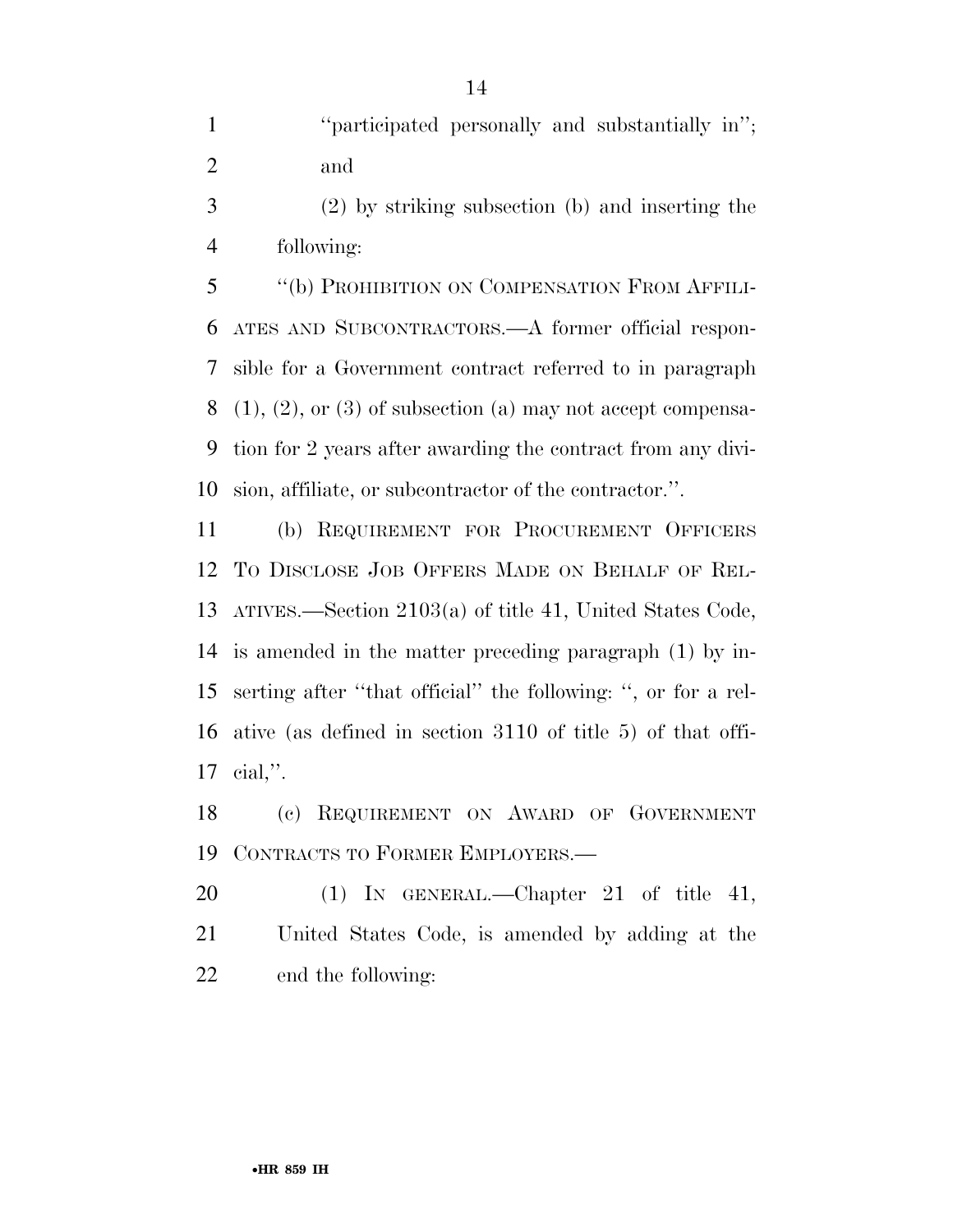"participated personally and substantially in"; and

(2) by striking subsection (b) and inserting the following:

"(b) PROHIBITION ON COMPENSATION FROM AFFILIATES AND SUBCONTRACTORS.—A former official responsible for a Government contract referred to in paragraph (1), (2), or (3) of subsection (a) may not accept compensation for 2 years after awarding the contract from any division, affiliate, or subcontractor of the contractor.".

(b) REQUIREMENT FOR PROCUREMENT OFFICERS TO DISCLOSE JOB OFFERS MADE ON BEHALF OF RELATIVES.—Section 2103(a) of title 41, United States Code, is amended in the matter preceding paragraph (1) by inserting after "that official" the following: ", or for a relative (as defined in section 3110 of title 5) of that official,".

(c) REQUIREMENT ON AWARD OF GOVERNMENT CONTRACTS TO FORMER EMPLOYERS.—

(1) IN GENERAL.—Chapter 21 of title 41, United States Code, is amended by adding at the end the following: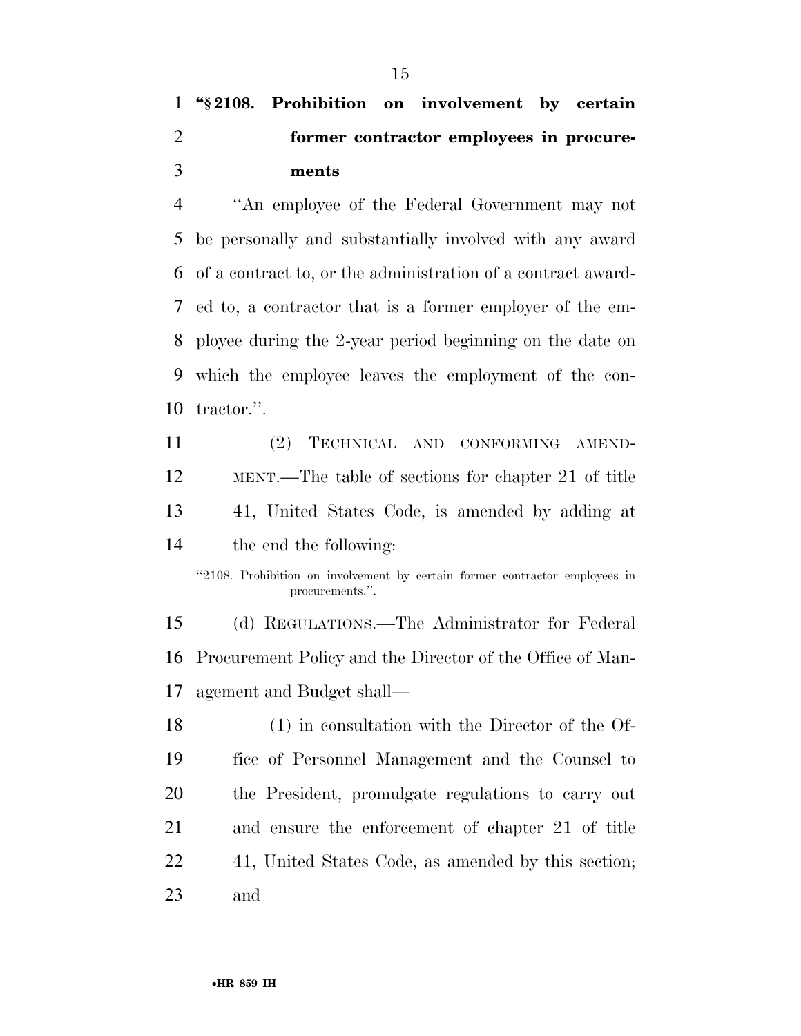**"§ 2108. Prohibition on involvement by certain former contractor employees in procurements**

"An employee of the Federal Government may not be personally and substantially involved with any award of a contract to, or the administration of a contract awarded to, a contractor that is a former employer of the employee during the 2-year period beginning on the date on which the employee leaves the employment of the contractor.".

(2) TECHNICAL AND CONFORMING AMENDMENT.—The table of sections for chapter 21 of title 41, United States Code, is amended by adding at the end the following:

"2108. Prohibition on involvement by certain former contractor employees in procurements.".

(d) REGULATIONS.—The Administrator for Federal Procurement Policy and the Director of the Office of Management and Budget shall—

(1) in consultation with the Director of the Office of Personnel Management and the Counsel to the President, promulgate regulations to carry out and ensure the enforcement of chapter 21 of title 41, United States Code, as amended by this section; and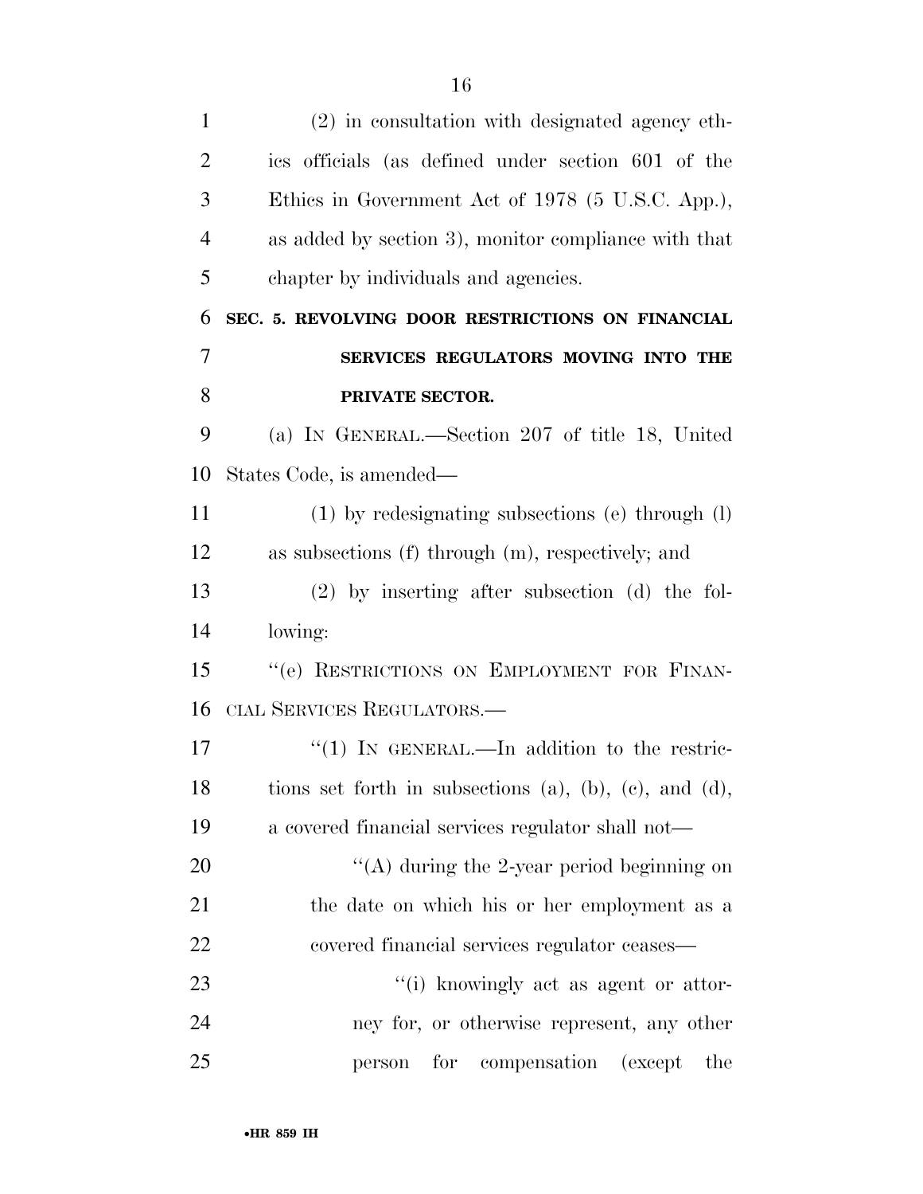(2) in consultation with designated agency ethics officials (as defined under section 601 of the Ethics in Government Act of 1978 (5 U.S.C. App.), as added by section 3), monitor compliance with that chapter by individuals and agencies.

**SEC. 5. REVOLVING DOOR RESTRICTIONS ON FINANCIAL SERVICES REGULATORS MOVING INTO THE PRIVATE SECTOR.**

(a) IN GENERAL.—Section 207 of title 18, United States Code, is amended—

(1) by redesignating subsections (e) through (l) as subsections (f) through (m), respectively; and

(2) by inserting after subsection (d) the following:

"(e) RESTRICTIONS ON EMPLOYMENT FOR FINANCIAL SERVICES REGULATORS.—

"(1) IN GENERAL.—In addition to the restrictions set forth in subsections (a), (b), (c), and (d), a covered financial services regulator shall not—

"(A) during the 2-year period beginning on the date on which his or her employment as a covered financial services regulator ceases—

"(i) knowingly act as agent or attorney for, or otherwise represent, any other person for compensation (except the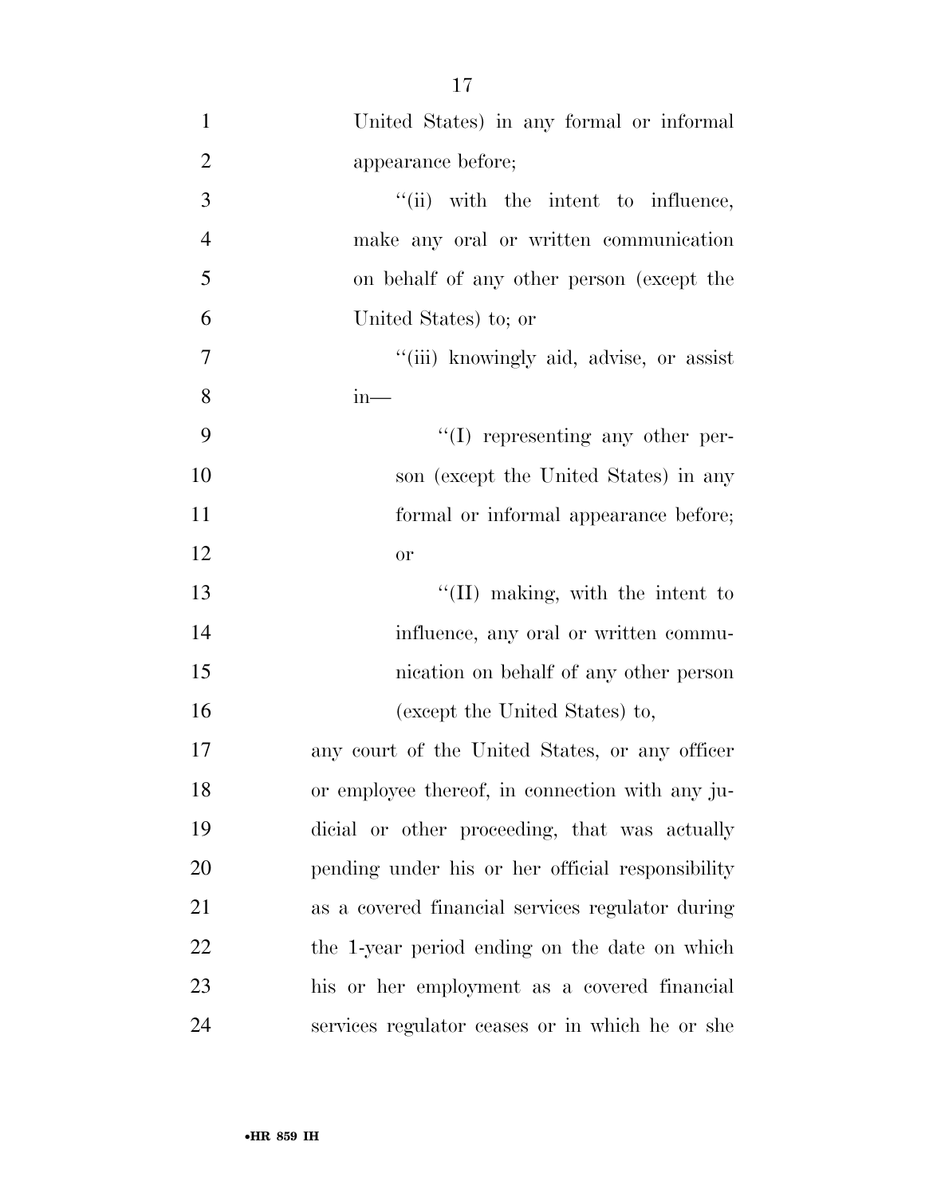United States) in any formal or informal appearance before;

''(ii) with the intent to influence, make any oral or written communication on behalf of any other person (except the United States) to; or

''(iii) knowingly aid, advise, or assist in—

''(I) representing any other person (except the United States) in any formal or informal appearance before; or

''(II) making, with the intent to influence, any oral or written communication on behalf of any other person (except the United States) to,

any court of the United States, or any officer or employee thereof, in connection with any judicial or other proceeding, that was actually pending under his or her official responsibility as a covered financial services regulator during the 1-year period ending on the date on which his or her employment as a covered financial services regulator ceases or in which he or she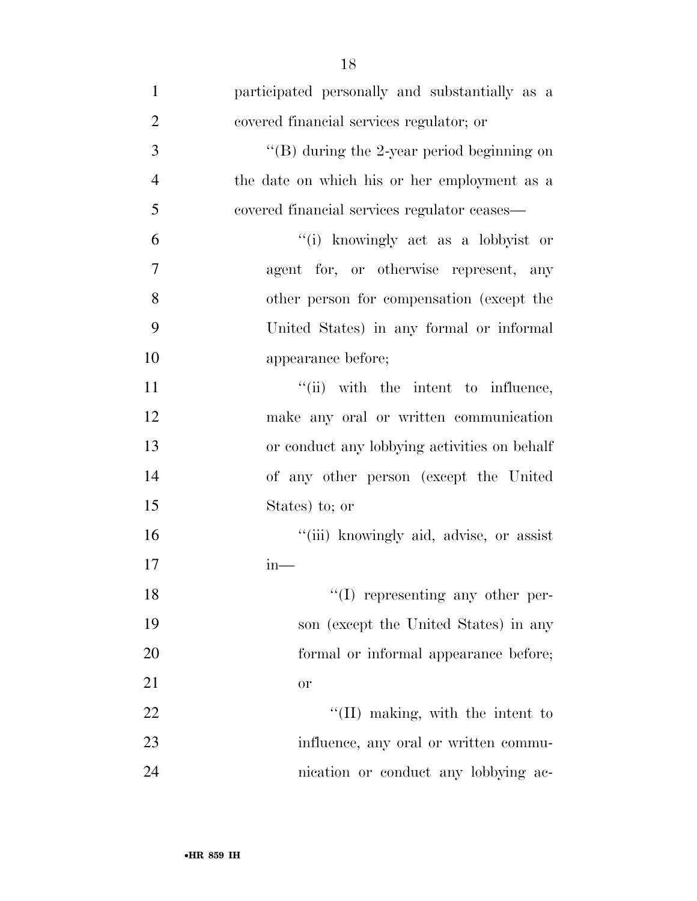participated personally and substantially as a covered financial services regulator; or

''(B) during the 2-year period beginning on the date on which his or her employment as a covered financial services regulator ceases—

''(i) knowingly act as a lobbyist or agent for, or otherwise represent, any other person for compensation (except the United States) in any formal or informal appearance before;

''(ii) with the intent to influence, make any oral or written communication or conduct any lobbying activities on behalf of any other person (except the United States) to; or

''(iii) knowingly aid, advise, or assist in—

''(I) representing any other person (except the United States) in any formal or informal appearance before; or

''(II) making, with the intent to influence, any oral or written communication or conduct any lobbying ac-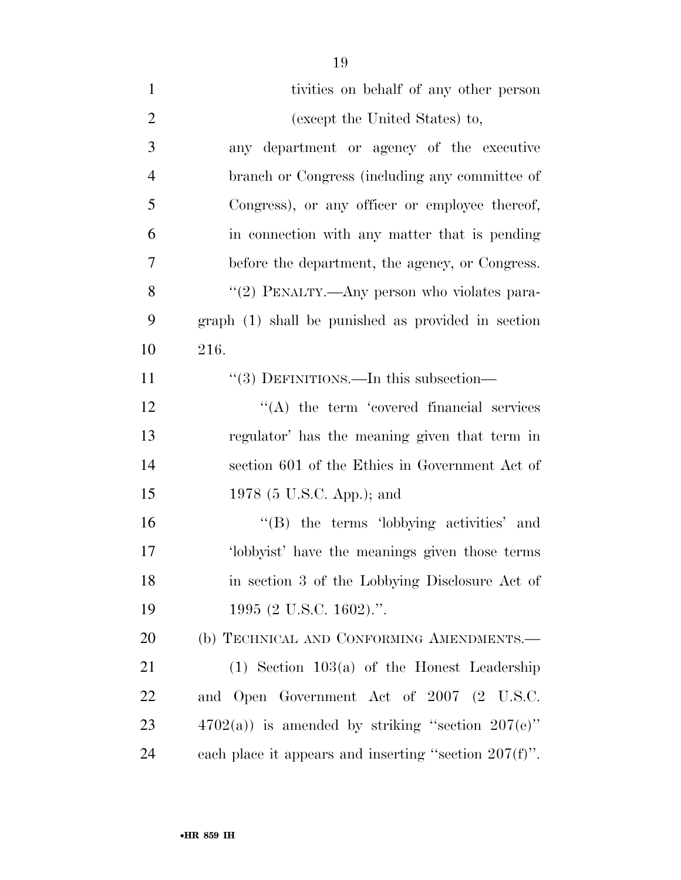tivities on behalf of any other person (except the United States) to,

any department or agency of the executive branch or Congress (including any committee of Congress), or any officer or employee thereof, in connection with any matter that is pending before the department, the agency, or Congress.

''(2) PENALTY.—Any person who violates paragraph (1) shall be punished as provided in section 216.

''(3) DEFINITIONS.—In this subsection—

''(A) the term 'covered financial services regulator' has the meaning given that term in section 601 of the Ethics in Government Act of 1978 (5 U.S.C. App.); and

''(B) the terms 'lobbying activities' and 'lobbyist' have the meanings given those terms in section 3 of the Lobbying Disclosure Act of 1995 (2 U.S.C. 1602).''.

(b) TECHNICAL AND CONFORMING AMENDMENTS.—

(1) Section 103(a) of the Honest Leadership and Open Government Act of 2007 (2 U.S.C. 4702(a)) is amended by striking ''section 207(e)'' each place it appears and inserting ''section 207(f)''.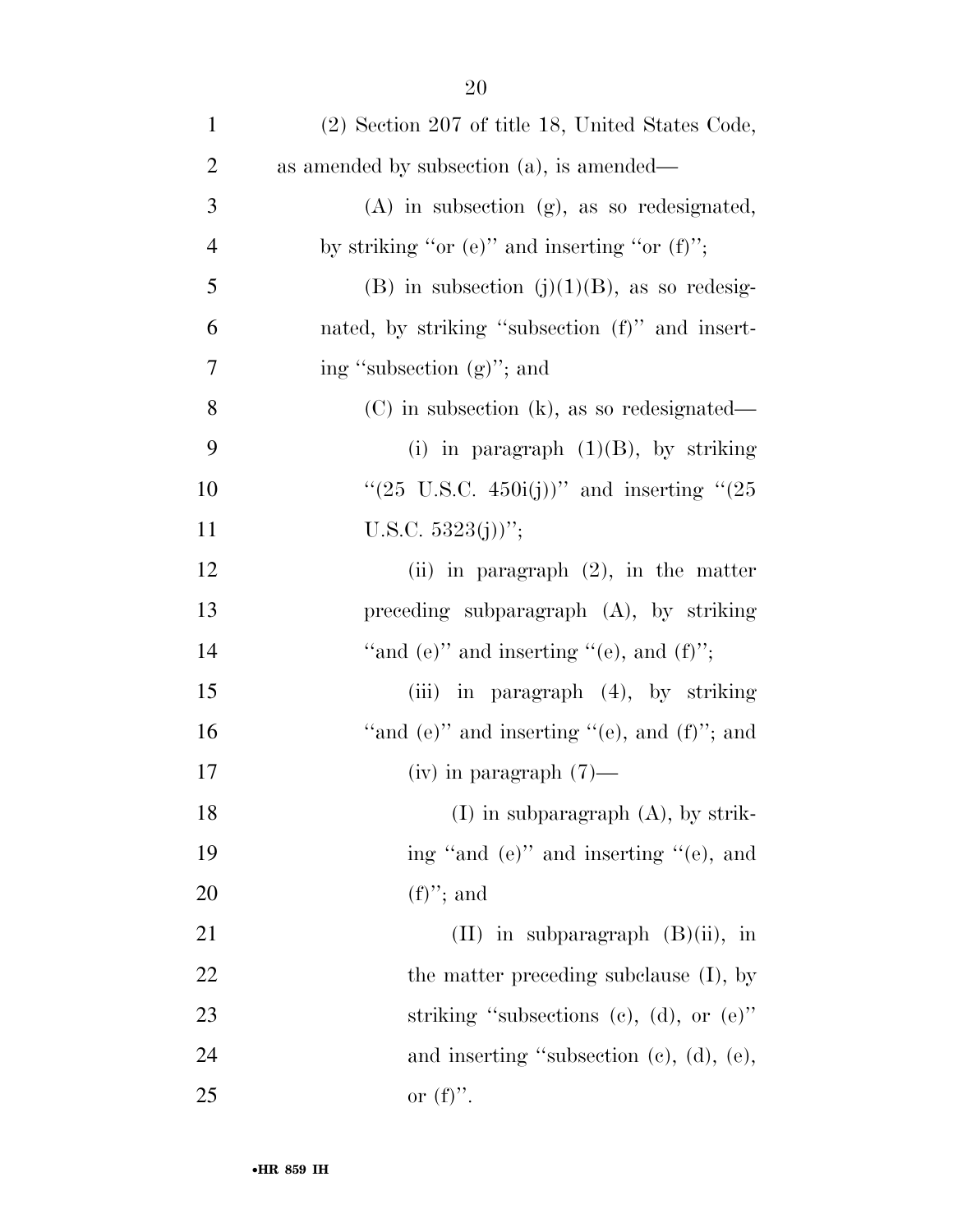(2) Section 207 of title 18, United States Code, as amended by subsection (a), is amended—

(A) in subsection (g), as so redesignated, by striking ''or (e)'' and inserting ''or (f)'';

(B) in subsection (j)(1)(B), as so redesignated, by striking ''subsection (f)'' and inserting ''subsection (g)''; and

(C) in subsection (k), as so redesignated—

(i) in paragraph (1)(B), by striking ''(25 U.S.C. 450i(j))'' and inserting ''(25 U.S.C. 5323(j))'';

(ii) in paragraph (2), in the matter preceding subparagraph (A), by striking ''and (e)'' and inserting ''(e), and (f)'';

(iii) in paragraph (4), by striking ''and (e)'' and inserting ''(e), and (f)''; and

(iv) in paragraph (7)—

(I) in subparagraph (A), by striking ''and (e)'' and inserting ''(e), and (f)''; and

(II) in subparagraph (B)(ii), in the matter preceding subclause (I), by striking ''subsections (c), (d), or (e)'' and inserting ''subsection (c), (d), (e), or (f)''.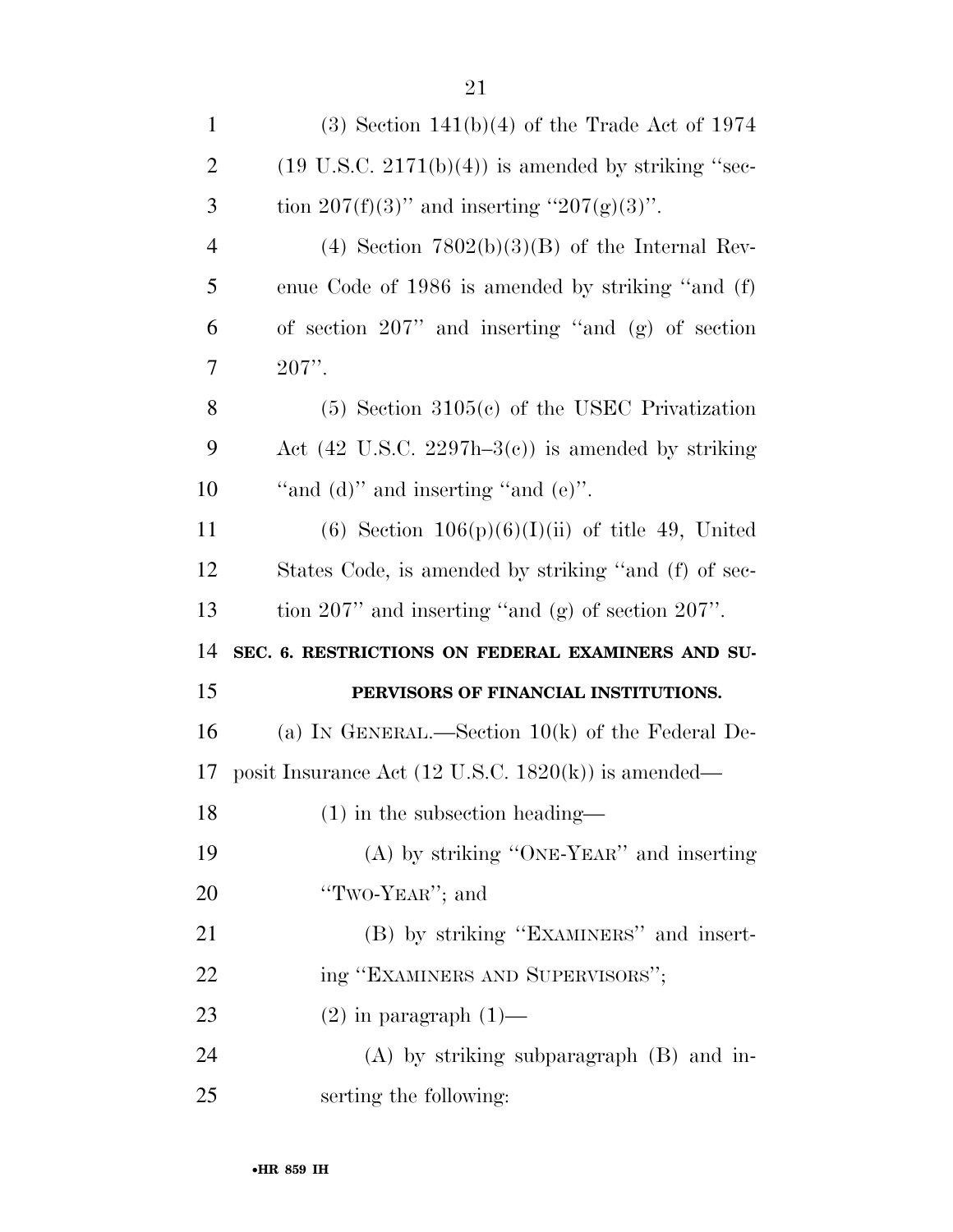(3) Section 141(b)(4) of the Trade Act of 1974 (19 U.S.C. 2171(b)(4)) is amended by striking ''section 207(f)(3)'' and inserting ''207(g)(3)''.

(4) Section 7802(b)(3)(B) of the Internal Revenue Code of 1986 is amended by striking ''and (f) of section 207'' and inserting ''and (g) of section 207''.

(5) Section 3105(c) of the USEC Privatization Act (42 U.S.C. 2297h–3(c)) is amended by striking ''and (d)'' and inserting ''and (e)''.

(6) Section 106(p)(6)(I)(ii) of title 49, United States Code, is amended by striking ''and (f) of section 207'' and inserting ''and (g) of section 207''.

**SEC. 6. RESTRICTIONS ON FEDERAL EXAMINERS AND SUPERVISORS OF FINANCIAL INSTITUTIONS.**

(a) IN GENERAL.—Section 10(k) of the Federal Deposit Insurance Act (12 U.S.C. 1820(k)) is amended—

(1) in the subsection heading—

(A) by striking ''ONE-YEAR'' and inserting ''TWO-YEAR''; and

(B) by striking ''EXAMINERS'' and inserting ''EXAMINERS AND SUPERVISORS'';

(2) in paragraph (1)—

(A) by striking subparagraph (B) and inserting the following: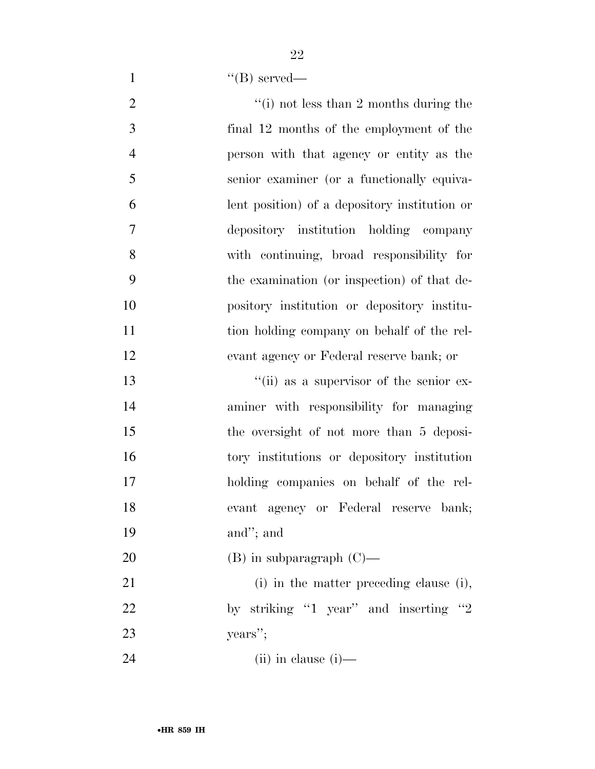''(B) served—

''(i) not less than 2 months during the final 12 months of the employment of the person with that agency or entity as the senior examiner (or a functionally equivalent position) of a depository institution or depository institution holding company with continuing, broad responsibility for the examination (or inspection) of that depository institution or depository institution holding company on behalf of the relevant agency or Federal reserve bank; or

''(ii) as a supervisor of the senior examiner with responsibility for managing the oversight of not more than 5 depository institutions or depository institution holding companies on behalf of the relevant agency or Federal reserve bank; and''; and

(B) in subparagraph (C)—

(i) in the matter preceding clause (i), by striking ''1 year'' and inserting ''2 years'';

(ii) in clause (i)—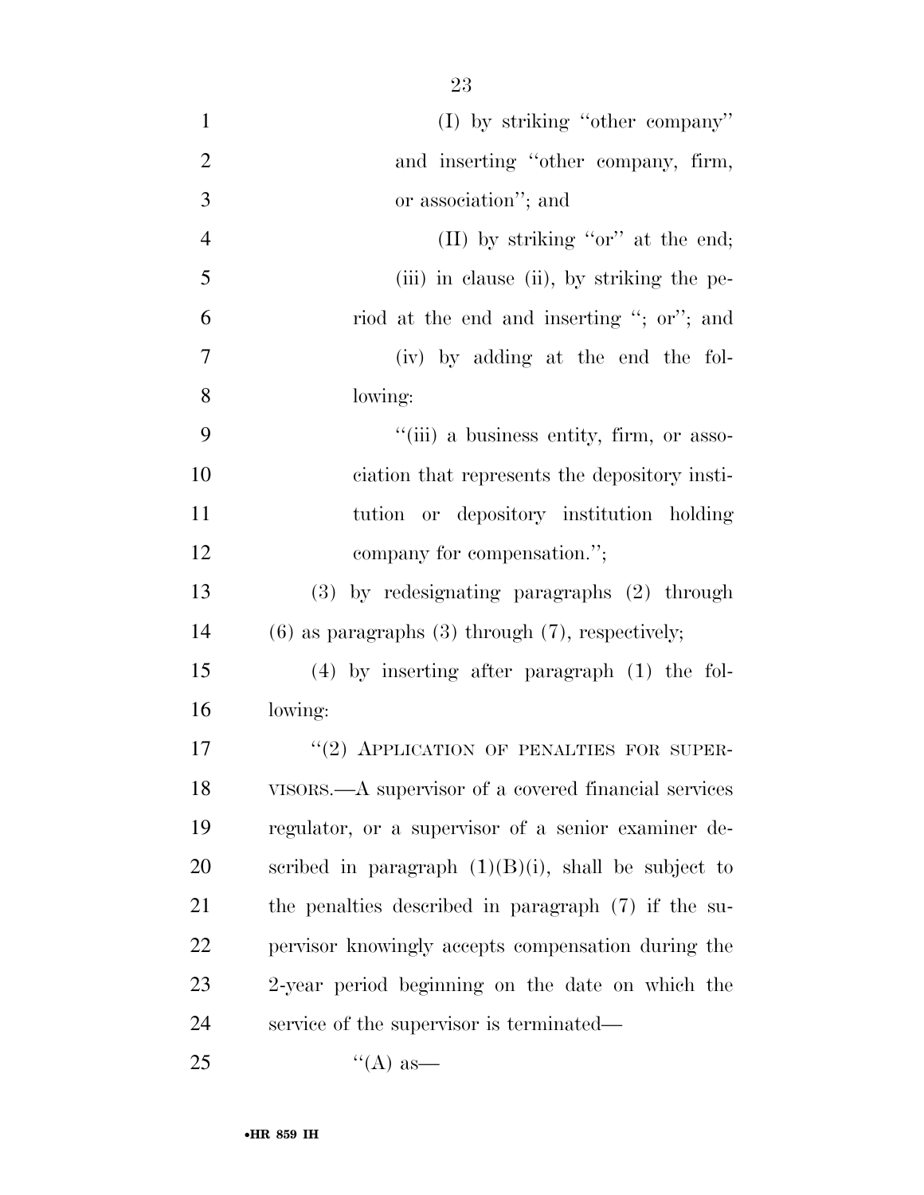(I) by striking ''other company'' and inserting ''other company, firm, or association''; and

(II) by striking ''or'' at the end;

(iii) in clause (ii), by striking the period at the end and inserting ''; or''; and

(iv) by adding at the end the following:

''(iii) a business entity, firm, or association that represents the depository institution or depository institution holding company for compensation.'';

(3) by redesignating paragraphs (2) through (6) as paragraphs (3) through (7), respectively;

(4) by inserting after paragraph (1) the following:

''(2) APPLICATION OF PENALTIES FOR SUPERVISORS.—A supervisor of a covered financial services regulator, or a supervisor of a senior examiner described in paragraph (1)(B)(i), shall be subject to the penalties described in paragraph (7) if the supervisor knowingly accepts compensation during the 2-year period beginning on the date on which the service of the supervisor is terminated—

''(A) as—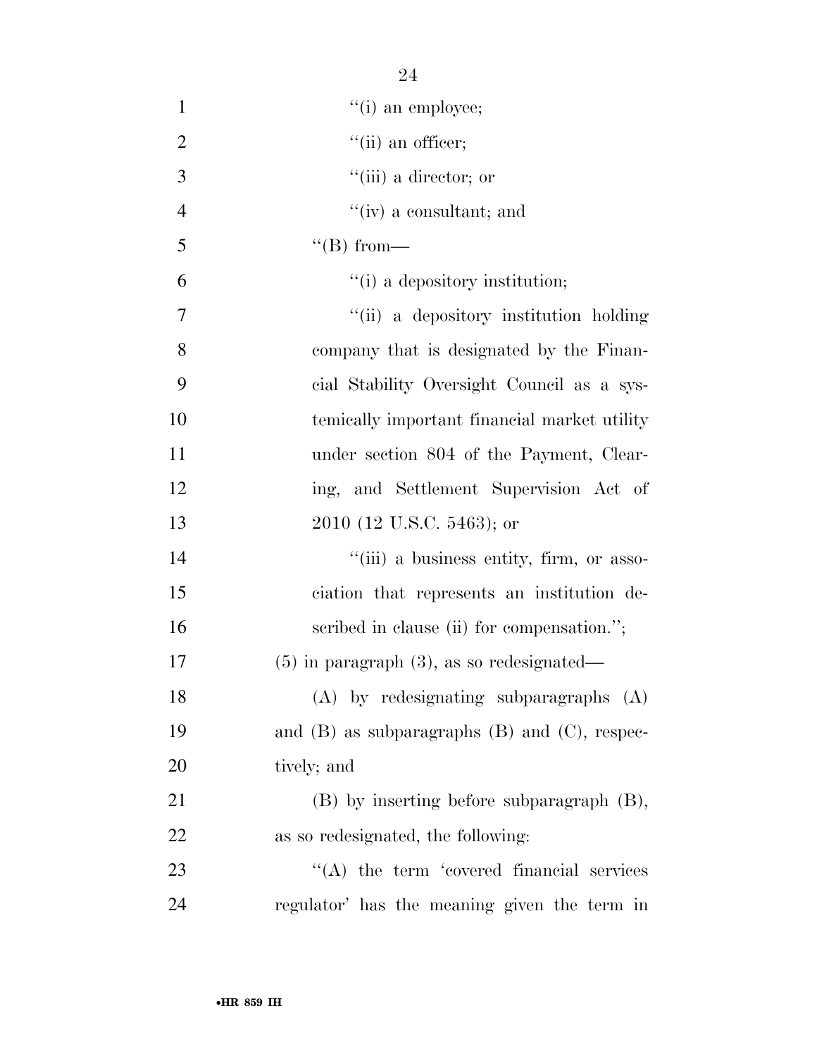"(i) an employee;

"(ii) an officer;

"(iii) a director; or

"(iv) a consultant; and

"(B) from—

"(i) a depository institution;

"(ii) a depository institution holding company that is designated by the Financial Stability Oversight Council as a systemically important financial market utility under section 804 of the Payment, Clearing, and Settlement Supervision Act of 2010 (12 U.S.C. 5463); or

"(iii) a business entity, firm, or association that represents an institution described in clause (ii) for compensation.";

(5) in paragraph (3), as so redesignated—

(A) by redesignating subparagraphs (A) and (B) as subparagraphs (B) and (C), respectively; and

(B) by inserting before subparagraph (B), as so redesignated, the following:

"(A) the term 'covered financial services regulator' has the meaning given the term in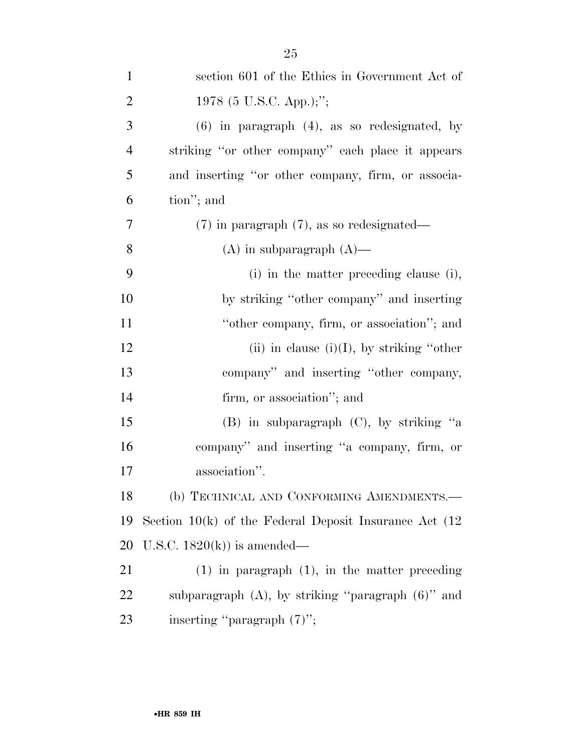section 601 of the Ethics in Government Act of 1978 (5 U.S.C. App.);'';

(6) in paragraph (4), as so redesignated, by striking ''or other company'' each place it appears and inserting ''or other company, firm, or association''; and

(7) in paragraph (7), as so redesignated—

(A) in subparagraph (A)—

(i) in the matter preceding clause (i), by striking ''other company'' and inserting ''other company, firm, or association''; and

(ii) in clause (i)(I), by striking ''other company'' and inserting ''other company, firm, or association''; and

(B) in subparagraph (C), by striking ''a company'' and inserting ''a company, firm, or association''.

(b) TECHNICAL AND CONFORMING AMENDMENTS.—Section 10(k) of the Federal Deposit Insurance Act (12 U.S.C. 1820(k)) is amended—

(1) in paragraph (1), in the matter preceding subparagraph (A), by striking ''paragraph (6)'' and inserting ''paragraph (7)'';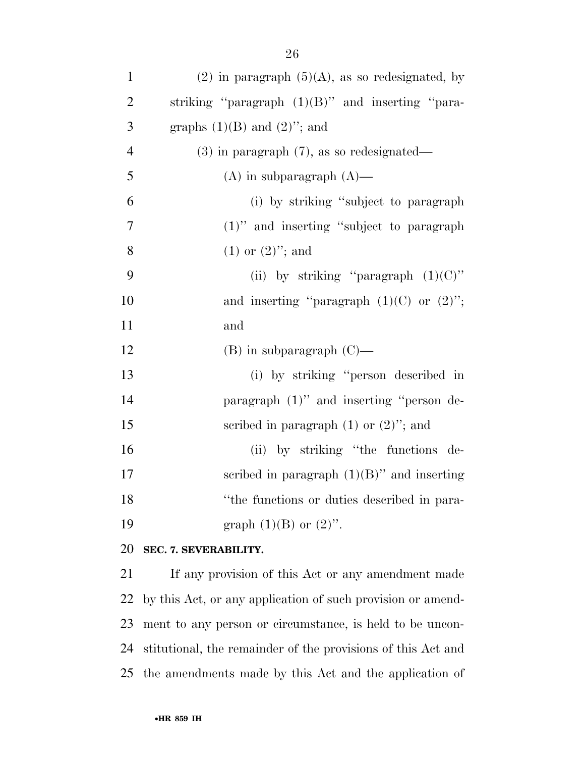(2) in paragraph (5)(A), as so redesignated, by striking ''paragraph (1)(B)'' and inserting ''paragraphs (1)(B) and (2)''; and

(3) in paragraph (7), as so redesignated—

(A) in subparagraph (A)—

(i) by striking ''subject to paragraph (1)'' and inserting ''subject to paragraph (1) or (2)''; and

(ii) by striking ''paragraph (1)(C)'' and inserting ''paragraph (1)(C) or (2)''; and

(B) in subparagraph (C)—

(i) by striking ''person described in paragraph (1)'' and inserting ''person described in paragraph (1) or (2)''; and

(ii) by striking ''the functions described in paragraph (1)(B)'' and inserting ''the functions or duties described in paragraph (1)(B) or (2)''.

**SEC. 7. SEVERABILITY.**

If any provision of this Act or any amendment made by this Act, or any application of such provision or amendment to any person or circumstance, is held to be unconstitutional, the remainder of the provisions of this Act and the amendments made by this Act and the application of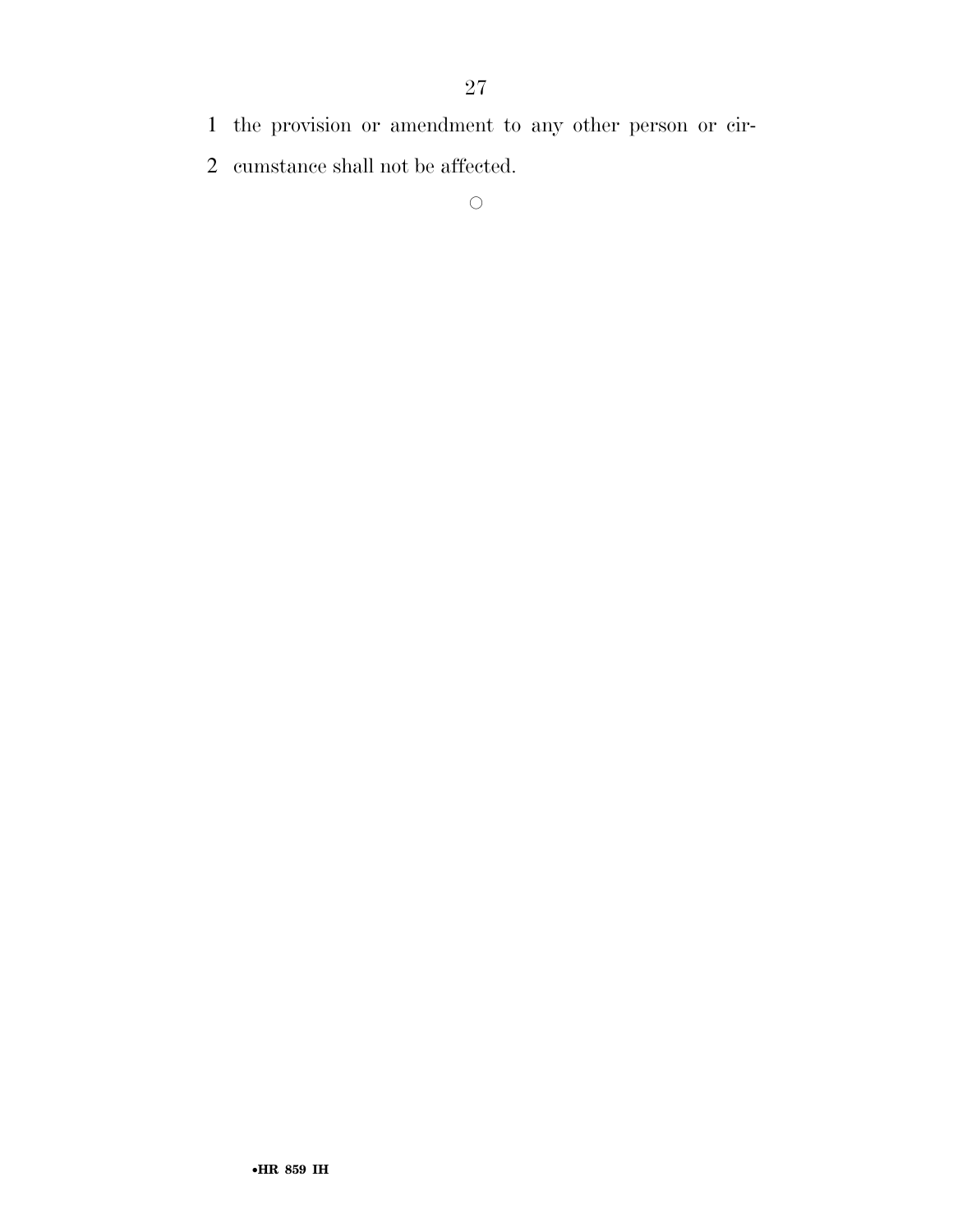the provision or amendment to any other person or circumstance shall not be affected.

○